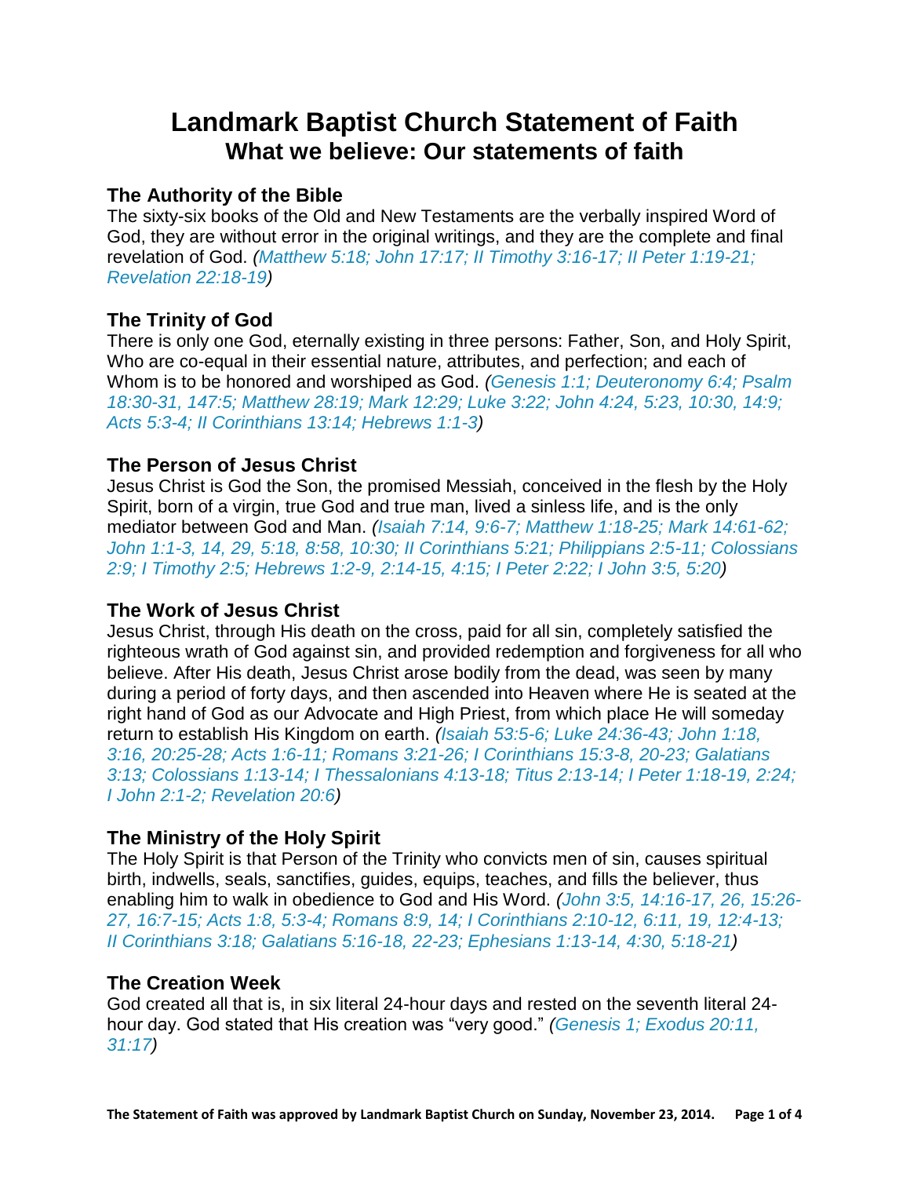# Landmark Baptist Church Statement of Faith

## What we believe: Our statements of faith

### The Authority of the Bible

The sixty-six books of the Old and New Testaments are the verbally inspired Word of God, they are without error in the original writings, and they are the complete and final revelation of God. *(Matthew 5:18; John 17:17; II Timothy 3:16-17; II Peter 1:19-21; Revelation 22:18-19)*

### The Trinity of God

There is only one God, eternally existing in three persons: Father, Son, and Holy Spirit, Who are co-equal in their essential nature, attributes, and perfection; and each of Whom is to be honored and worshiped as God. *(Genesis 1:1; Deuteronomy 6:4; Psalm 18:30-31, 147:5; Matthew 28:19; Mark 12:29; Luke 3:22; John 4:24, 5:23, 10:30, 14:9; Acts 5:3-4; II Corinthians 13:14; Hebrews 1:1-3)*

### The Person of Jesus Christ

Jesus Christ is God the Son, the promised Messiah, conceived in the flesh by the Holy Spirit, born of a virgin, true God and true man, lived a sinless life, and is the only mediator between God and Man. *(Isaiah 7:14, 9:6-7; Matthew 1:18-25; Mark 14:61-62; John 1:1-3, 14, 29, 5:18, 8:58, 10:30; II Corinthians 5:21; Philippians 2:5-11; Colossians 2:9; I Timothy 2:5; Hebrews 1:2-9, 2:14-15, 4:15; I Peter 2:22; I John 3:5, 5:20)*

### The Work of Jesus Christ

Jesus Christ, through His death on the cross, paid for all sin, completely satisfied the righteous wrath of God against sin, and provided redemption and forgiveness for all who believe. After His death, Jesus Christ arose bodily from the dead, was seen by many during a period of forty days, and then ascended into Heaven where He is seated at the right hand of God as our Advocate and High Priest, from which place He will someday return to establish His Kingdom on earth. *(Isaiah 53:5-6; Luke 24:36-43; John 1:18, 3:16, 20:25-28; Acts 1:6-11; Romans 3:21-26; I Corinthians 15:3-8, 20-23; Galatians 3:13; Colossians 1:13-14; I Thessalonians 4:13-18; Titus 2:13-14; I Peter 1:18-19, 2:24; I John 2:1-2; Revelation 20:6)*

### The Ministry of the Holy Spirit

The Holy Spirit is that Person of the Trinity who convicts men of sin, causes spiritual birth, indwells, seals, sanctifies, guides, equips, teaches, and fills the believer, thus enabling him to walk in obedience to God and His Word. *(John 3:5, 14:16-17, 26, 15:26-27, 16:7-15; Acts 1:8, 5:3-4; Romans 8:9, 14; I Corinthians 2:10-12, 6:11, 19, 12:4-13; II Corinthians 3:18; Galatians 5:16-18, 22-23; Ephesians 1:13-14, 4:30, 5:18-21)*

### The Creation Week

God created all that is, in six literal 24-hour days and rested on the seventh literal 24-hour day. God stated that His creation was "very good." *(Genesis 1; Exodus 20:11, 31:17)*

**The Statement of Faith was approved by Landmark Baptist Church on Sunday, November 23, 2014.**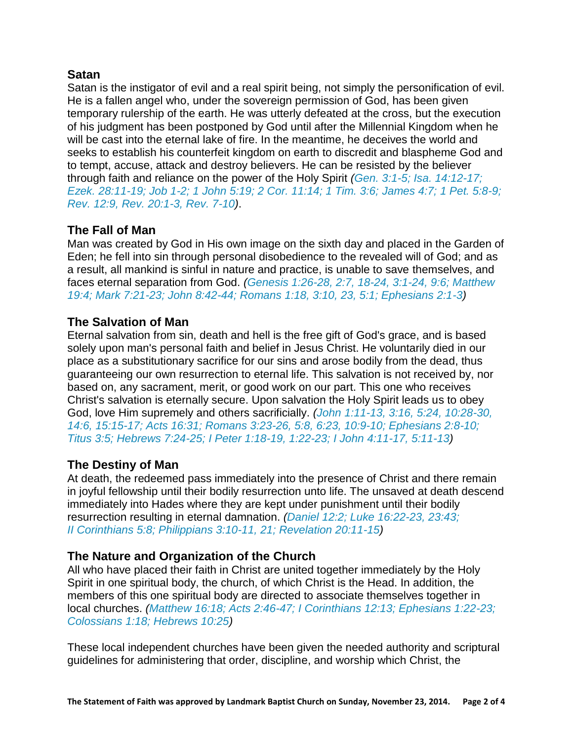## Satan

Satan is the instigator of evil and a real spirit being, not simply the personification of evil. He is a fallen angel who, under the sovereign permission of God, has been given temporary rulership of the earth. He was utterly defeated at the cross, but the execution of his judgment has been postponed by God until after the Millennial Kingdom when he will be cast into the eternal lake of fire. In the meantime, he deceives the world and seeks to establish his counterfeit kingdom on earth to discredit and blaspheme God and to tempt, accuse, attack and destroy believers. He can be resisted by the believer through faith and reliance on the power of the Holy Spirit *(Gen. 3:1-5; Isa. 14:12-17; Ezek. 28:11-19; Job 1-2; 1 John 5:19; 2 Cor. 11:14; 1 Tim. 3:6; James 4:7; 1 Pet. 5:8-9; Rev. 12:9, Rev. 20:1-3, Rev. 7-10)*.

## The Fall of Man

Man was created by God in His own image on the sixth day and placed in the Garden of Eden; he fell into sin through personal disobedience to the revealed will of God; and as a result, all mankind is sinful in nature and practice, is unable to save themselves, and faces eternal separation from God. *(Genesis 1:26-28, 2:7, 18-24, 3:1-24, 9:6; Matthew 19:4; Mark 7:21-23; John 8:42-44; Romans 1:18, 3:10, 23, 5:1; Ephesians 2:1-3)*

## The Salvation of Man

Eternal salvation from sin, death and hell is the free gift of God's grace, and is based solely upon man's personal faith and belief in Jesus Christ. He voluntarily died in our place as a substitutionary sacrifice for our sins and arose bodily from the dead, thus guaranteeing our own resurrection to eternal life. This salvation is not received by, nor based on, any sacrament, merit, or good work on our part. This one who receives Christ's salvation is eternally secure. Upon salvation the Holy Spirit leads us to obey God, love Him supremely and others sacrificially. *(John 1:11-13, 3:16, 5:24, 10:28-30, 14:6, 15:15-17; Acts 16:31; Romans 3:23-26, 5:8, 6:23, 10:9-10; Ephesians 2:8-10; Titus 3:5; Hebrews 7:24-25; I Peter 1:18-19, 1:22-23; I John 4:11-17, 5:11-13)*

## The Destiny of Man

At death, the redeemed pass immediately into the presence of Christ and there remain in joyful fellowship until their bodily resurrection unto life. The unsaved at death descend immediately into Hades where they are kept under punishment until their bodily resurrection resulting in eternal damnation. *(Daniel 12:2; Luke 16:22-23, 23:43; II Corinthians 5:8; Philippians 3:10-11, 21; Revelation 20:11-15)*

## The Nature and Organization of the Church

All who have placed their faith in Christ are united together immediately by the Holy Spirit in one spiritual body, the church, of which Christ is the Head. In addition, the members of this one spiritual body are directed to associate themselves together in local churches. *(Matthew 16:18; Acts 2:46-47; I Corinthians 12:13; Ephesians 1:22-23; Colossians 1:18; Hebrews 10:25)*

These local independent churches have been given the needed authority and scriptural guidelines for administering that order, discipline, and worship which Christ, the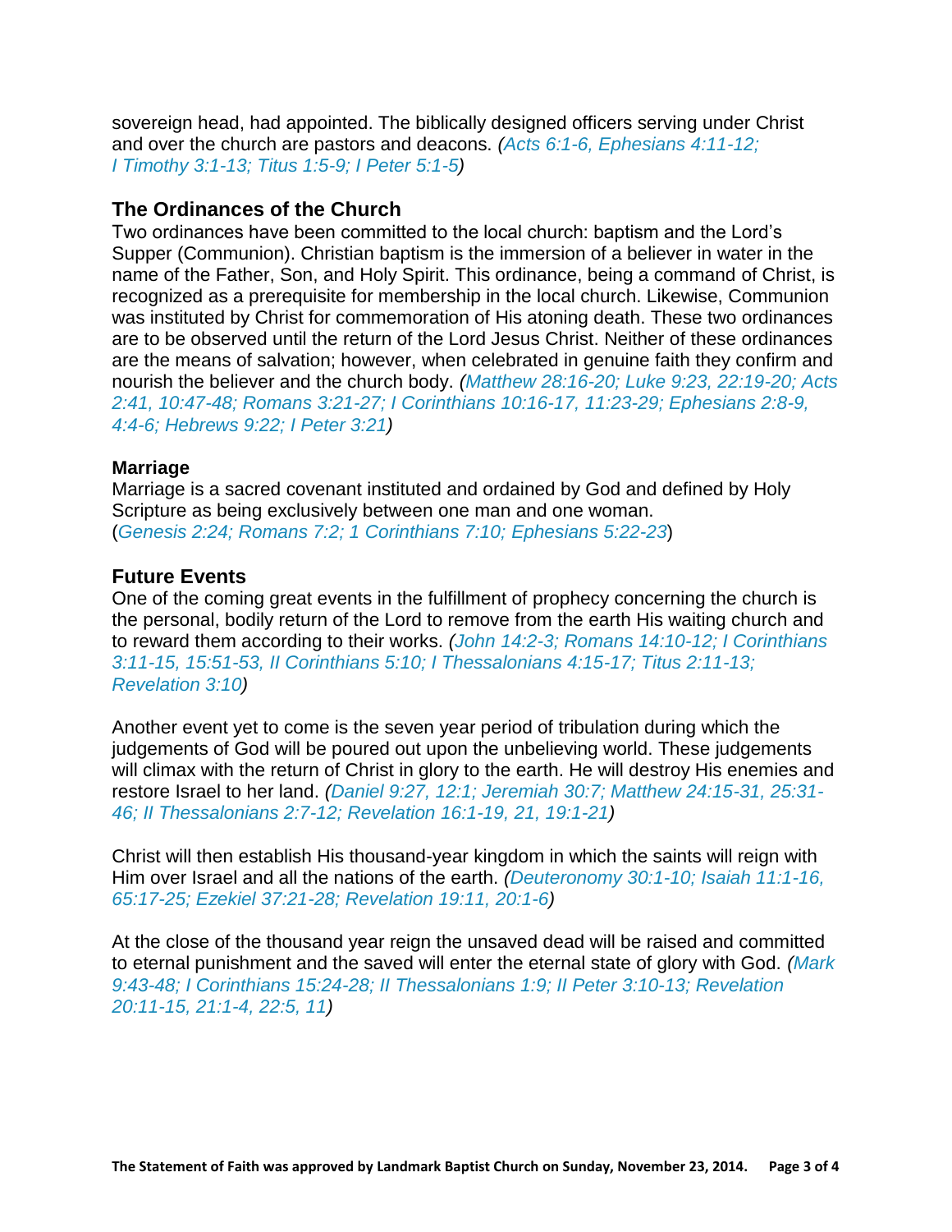sovereign head, had appointed. The biblically designed officers serving under Christ and over the church are pastors and deacons. *(Acts 6:1-6, Ephesians 4:11-12; I Timothy 3:1-13; Titus 1:5-9; I Peter 5:1-5)*

## The Ordinances of the Church

Two ordinances have been committed to the local church: baptism and the Lord's Supper (Communion). Christian baptism is the immersion of a believer in water in the name of the Father, Son, and Holy Spirit. This ordinance, being a command of Christ, is recognized as a prerequisite for membership in the local church. Likewise, Communion was instituted by Christ for commemoration of His atoning death. These two ordinances are to be observed until the return of the Lord Jesus Christ. Neither of these ordinances are the means of salvation; however, when celebrated in genuine faith they confirm and nourish the believer and the church body. *(Matthew 28:16-20; Luke 9:23, 22:19-20; Acts 2:41, 10:47-48; Romans 3:21-27; I Corinthians 10:16-17, 11:23-29; Ephesians 2:8-9, 4:4-6; Hebrews 9:22; I Peter 3:21)*

### Marriage

Marriage is a sacred covenant instituted and ordained by God and defined by Holy Scripture as being exclusively between one man and one woman. (*Genesis 2:24; Romans 7:2; 1 Corinthians 7:10; Ephesians 5:22-23*)

## Future Events

One of the coming great events in the fulfillment of prophecy concerning the church is the personal, bodily return of the Lord to remove from the earth His waiting church and to reward them according to their works. *(John 14:2-3; Romans 14:10-12; I Corinthians 3:11-15, 15:51-53, II Corinthians 5:10; I Thessalonians 4:15-17; Titus 2:11-13; Revelation 3:10)*

Another event yet to come is the seven year period of tribulation during which the judgements of God will be poured out upon the unbelieving world. These judgements will climax with the return of Christ in glory to the earth. He will destroy His enemies and restore Israel to her land. *(Daniel 9:27, 12:1; Jeremiah 30:7; Matthew 24:15-31, 25:31-46; II Thessalonians 2:7-12; Revelation 16:1-19, 21, 19:1-21)*

Christ will then establish His thousand-year kingdom in which the saints will reign with Him over Israel and all the nations of the earth. *(Deuteronomy 30:1-10; Isaiah 11:1-16, 65:17-25; Ezekiel 37:21-28; Revelation 19:11, 20:1-6)*

At the close of the thousand year reign the unsaved dead will be raised and committed to eternal punishment and the saved will enter the eternal state of glory with God. *(Mark 9:43-48; I Corinthians 15:24-28; II Thessalonians 1:9; II Peter 3:10-13; Revelation 20:11-15, 21:1-4, 22:5, 11)*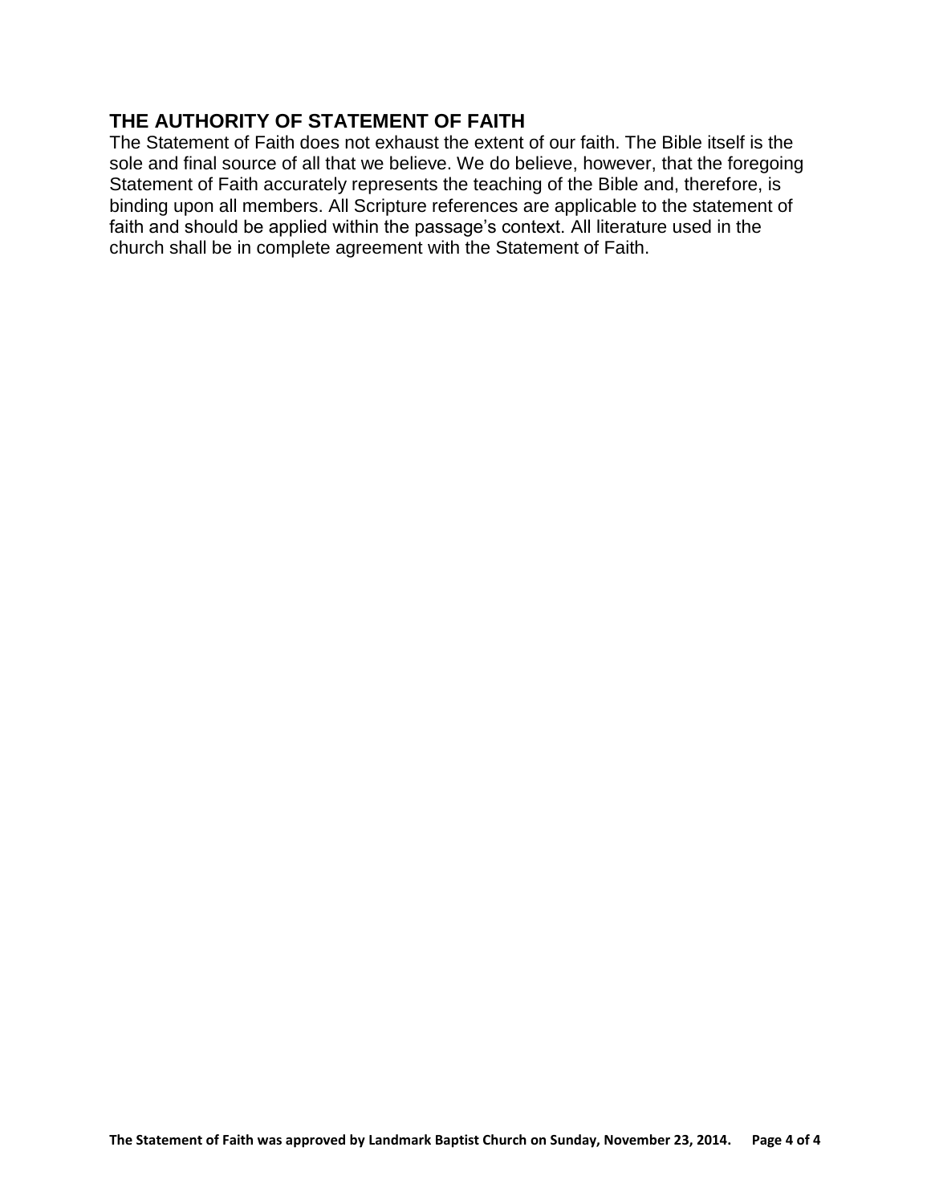## THE AUTHORITY OF STATEMENT OF FAITH

The Statement of Faith does not exhaust the extent of our faith. The Bible itself is the sole and final source of all that we believe. We do believe, however, that the foregoing Statement of Faith accurately represents the teaching of the Bible and, therefore, is binding upon all members. All Scripture references are applicable to the statement of faith and should be applied within the passage's context. All literature used in the church shall be in complete agreement with the Statement of Faith.